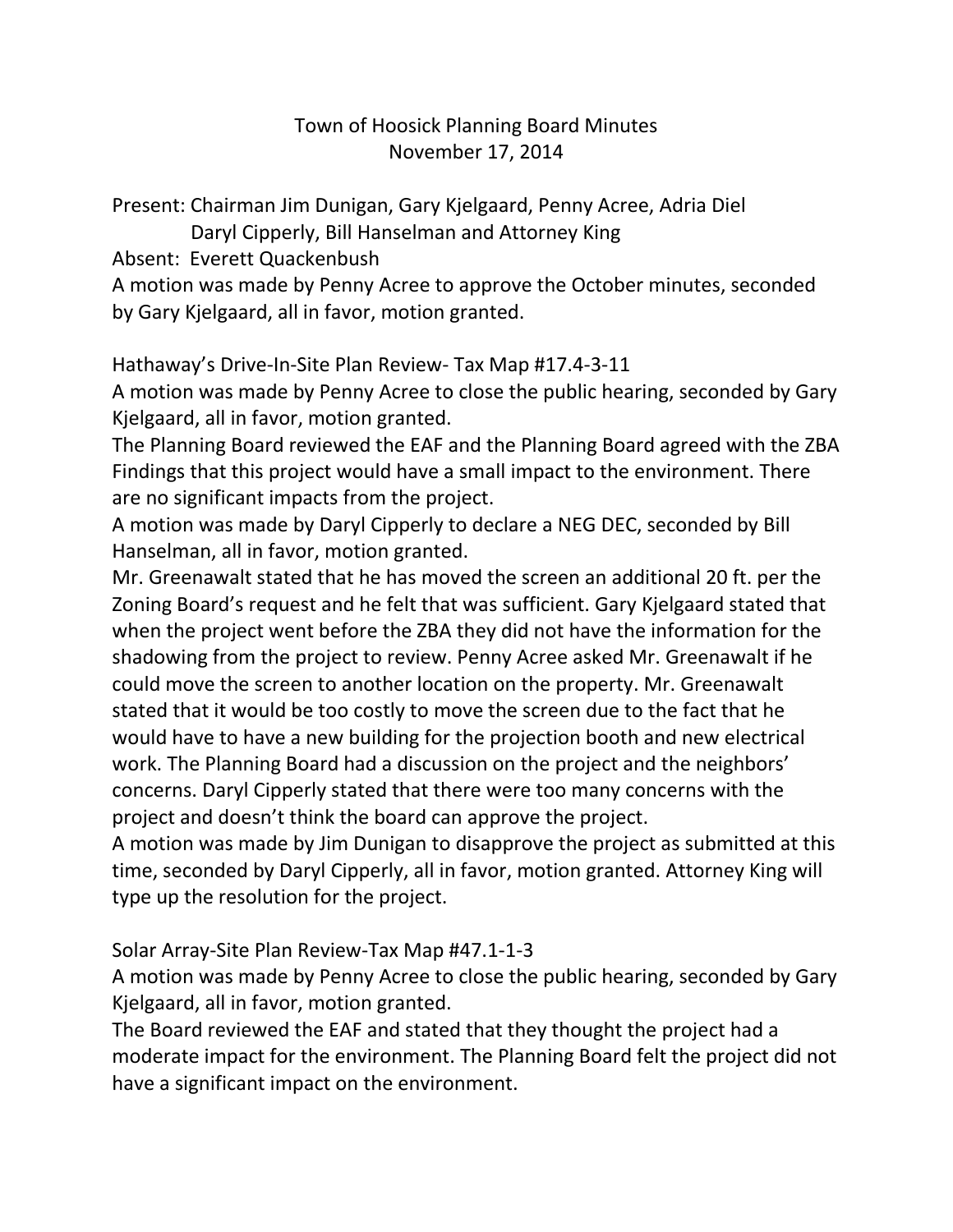# Town of Hoosick Planning Board Minutes
## November 17, 2014

Present: Chairman Jim Dunigan, Gary Kjelgaard, Penny Acree, Adria Diel
Daryl Cipperly, Bill Hanselman and Attorney King

Absent: Everett Quackenbush

A motion was made by Penny Acree to approve the October minutes, seconded by Gary Kjelgaard, all in favor, motion granted.

Hathaway's Drive-In-Site Plan Review- Tax Map #17.4-3-11

A motion was made by Penny Acree to close the public hearing, seconded by Gary Kjelgaard, all in favor, motion granted.

The Planning Board reviewed the EAF and the Planning Board agreed with the ZBA Findings that this project would have a small impact to the environment. There are no significant impacts from the project.

A motion was made by Daryl Cipperly to declare a NEG DEC, seconded by Bill Hanselman, all in favor, motion granted.

Mr. Greenawalt stated that he has moved the screen an additional 20 ft. per the Zoning Board's request and he felt that was sufficient. Gary Kjelgaard stated that when the project went before the ZBA they did not have the information for the shadowing from the project to review. Penny Acree asked Mr. Greenawalt if he could move the screen to another location on the property. Mr. Greenawalt stated that it would be too costly to move the screen due to the fact that he would have to have a new building for the projection booth and new electrical work. The Planning Board had a discussion on the project and the neighbors' concerns. Daryl Cipperly stated that there were too many concerns with the project and doesn't think the board can approve the project.

A motion was made by Jim Dunigan to disapprove the project as submitted at this time, seconded by Daryl Cipperly, all in favor, motion granted. Attorney King will type up the resolution for the project.

Solar Array-Site Plan Review-Tax Map #47.1-1-3

A motion was made by Penny Acree to close the public hearing, seconded by Gary Kjelgaard, all in favor, motion granted.

The Board reviewed the EAF and stated that they thought the project had a moderate impact for the environment. The Planning Board felt the project did not have a significant impact on the environment.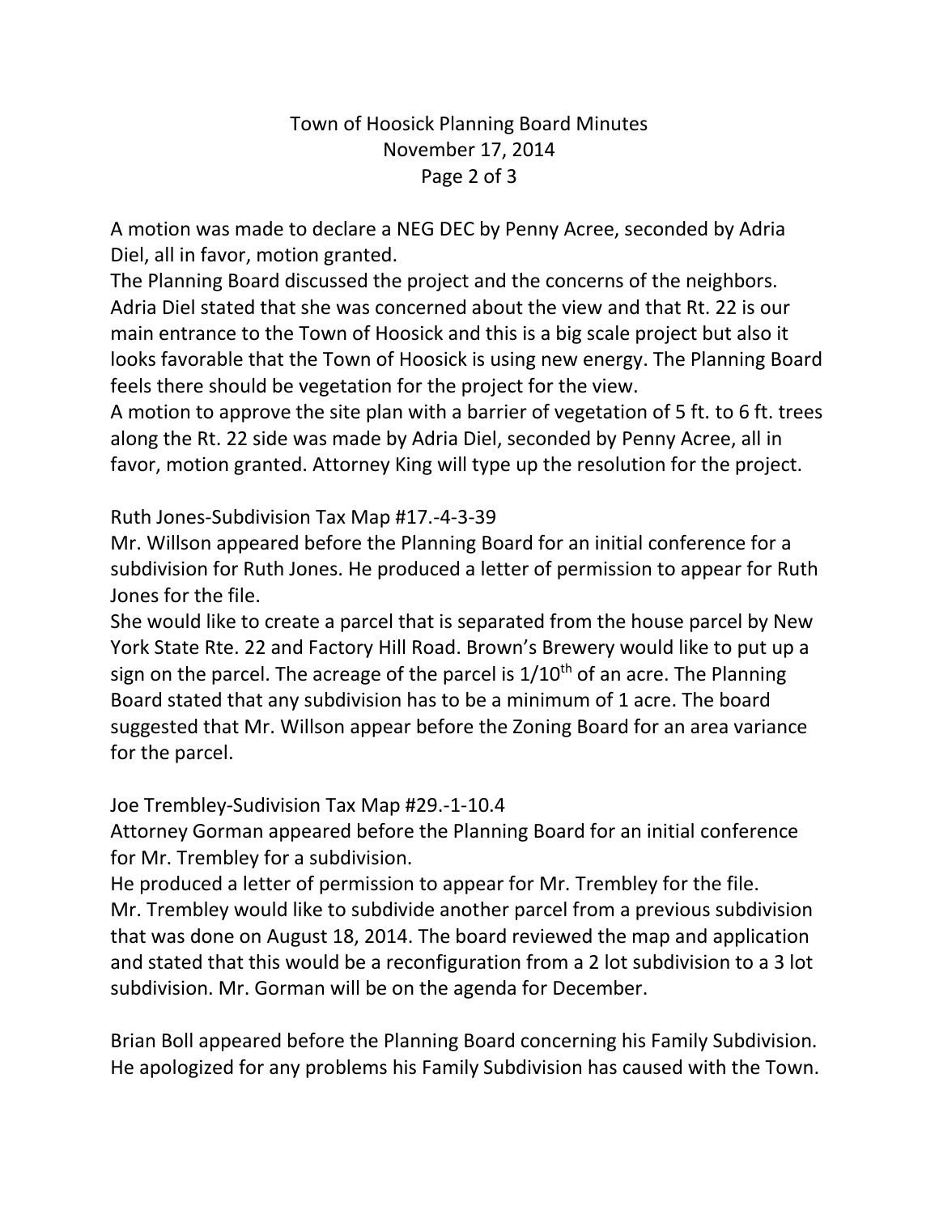A motion was made to declare a NEG DEC by Penny Acree, seconded by Adria Diel, all in favor, motion granted.

The Planning Board discussed the project and the concerns of the neighbors. Adria Diel stated that she was concerned about the view and that Rt. 22 is our main entrance to the Town of Hoosick and this is a big scale project but also it looks favorable that the Town of Hoosick is using new energy. The Planning Board feels there should be vegetation for the project for the view.

A motion to approve the site plan with a barrier of vegetation of 5 ft. to 6 ft. trees along the Rt. 22 side was made by Adria Diel, seconded by Penny Acree, all in favor, motion granted. Attorney King will type up the resolution for the project.

Ruth Jones-Subdivision Tax Map #17.-4-3-39

Mr. Willson appeared before the Planning Board for an initial conference for a subdivision for Ruth Jones. He produced a letter of permission to appear for Ruth Jones for the file.

She would like to create a parcel that is separated from the house parcel by New York State Rte. 22 and Factory Hill Road. Brown's Brewery would like to put up a sign on the parcel. The acreage of the parcel is 1/10th of an acre. The Planning Board stated that any subdivision has to be a minimum of 1 acre. The board suggested that Mr. Willson appear before the Zoning Board for an area variance for the parcel.

Joe Trembley-Sudivision Tax Map #29.-1-10.4

Attorney Gorman appeared before the Planning Board for an initial conference for Mr. Trembley for a subdivision.

He produced a letter of permission to appear for Mr. Trembley for the file.

Mr. Trembley would like to subdivide another parcel from a previous subdivision that was done on August 18, 2014. The board reviewed the map and application and stated that this would be a reconfiguration from a 2 lot subdivision to a 3 lot subdivision. Mr. Gorman will be on the agenda for December.

Brian Boll appeared before the Planning Board concerning his Family Subdivision. He apologized for any problems his Family Subdivision has caused with the Town.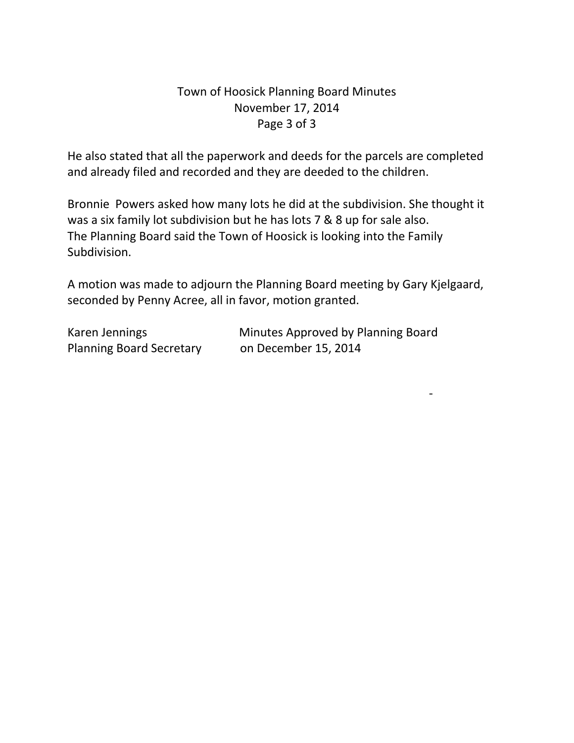He also stated that all the paperwork and deeds for the parcels are completed and already filed and recorded and they are deeded to the children.

Bronnie Powers asked how many lots he did at the subdivision. She thought it was a six family lot subdivision but he has lots 7 & 8 up for sale also.
The Planning Board said the Town of Hoosick is looking into the Family Subdivision.

A motion was made to adjourn the Planning Board meeting by Gary Kjelgaard, seconded by Penny Acree, all in favor, motion granted.

Karen Jennings
Planning Board Secretary

Minutes Approved by Planning Board
on December 15, 2014